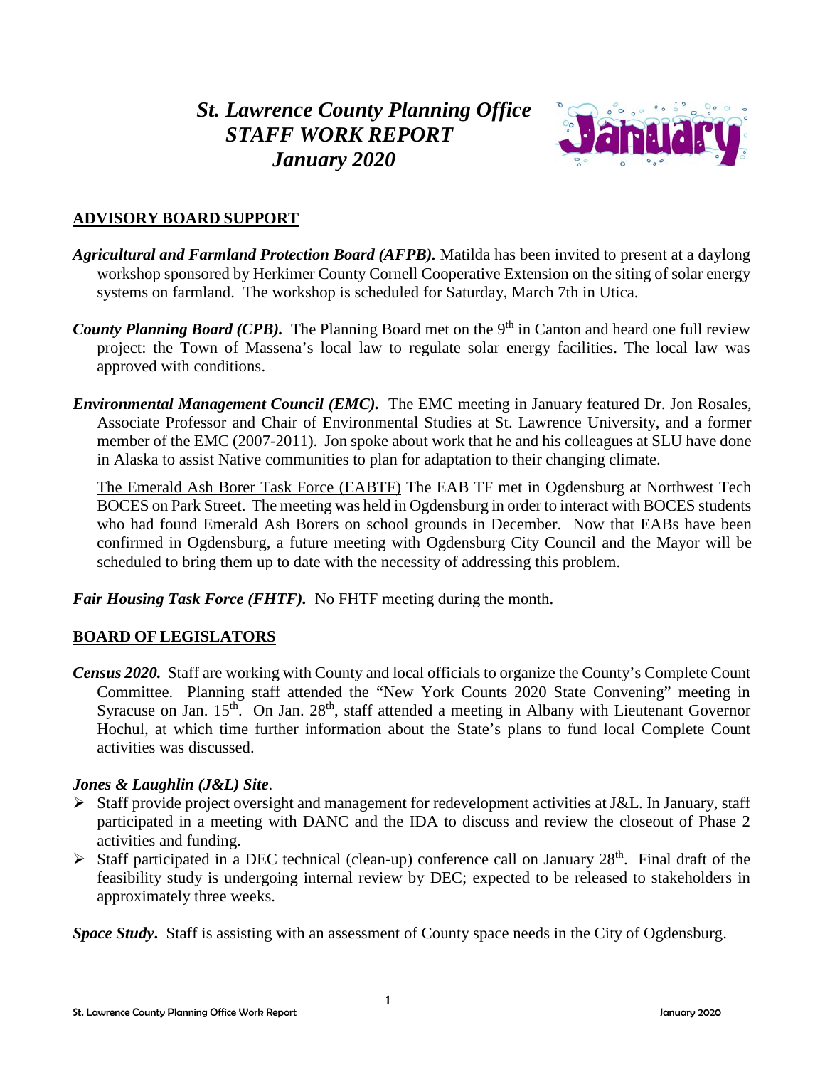# *St. Lawrence County Planning Office STAFF WORK REPORT January 2020*

## ADVISORY BOARD SUPPORT

***Agricultural and Farmland Protection Board (AFPB).*** Matilda has been invited to present at a daylong workshop sponsored by Herkimer County Cornell Cooperative Extension on the siting of solar energy systems on farmland. The workshop is scheduled for Saturday, March 7th in Utica.

***County Planning Board (CPB).*** The Planning Board met on the 9th in Canton and heard one full review project: the Town of Massena's local law to regulate solar energy facilities. The local law was approved with conditions.

***Environmental Management Council (EMC).*** The EMC meeting in January featured Dr. Jon Rosales, Associate Professor and Chair of Environmental Studies at St. Lawrence University, and a former member of the EMC (2007-2011). Jon spoke about work that he and his colleagues at SLU have done in Alaska to assist Native communities to plan for adaptation to their changing climate.

The Emerald Ash Borer Task Force (EABTF) The EAB TF met in Ogdensburg at Northwest Tech BOCES on Park Street. The meeting was held in Ogdensburg in order to interact with BOCES students who had found Emerald Ash Borers on school grounds in December. Now that EABs have been confirmed in Ogdensburg, a future meeting with Ogdensburg City Council and the Mayor will be scheduled to bring them up to date with the necessity of addressing this problem.

***Fair Housing Task Force (FHTF).*** No FHTF meeting during the month.

## BOARD OF LEGISLATORS

***Census 2020.*** Staff are working with County and local officials to organize the County's Complete Count Committee. Planning staff attended the "New York Counts 2020 State Convening" meeting in Syracuse on Jan. 15th. On Jan. 28th, staff attended a meeting in Albany with Lieutenant Governor Hochul, at which time further information about the State's plans to fund local Complete Count activities was discussed.

***Jones & Laughlin (J&L) Site***.

- Staff provide project oversight and management for redevelopment activities at J&L. In January, staff participated in a meeting with DANC and the IDA to discuss and review the closeout of Phase 2 activities and funding.
- Staff participated in a DEC technical (clean-up) conference call on January 28th. Final draft of the feasibility study is undergoing internal review by DEC; expected to be released to stakeholders in approximately three weeks.

***Space Study.*** Staff is assisting with an assessment of County space needs in the City of Ogdensburg.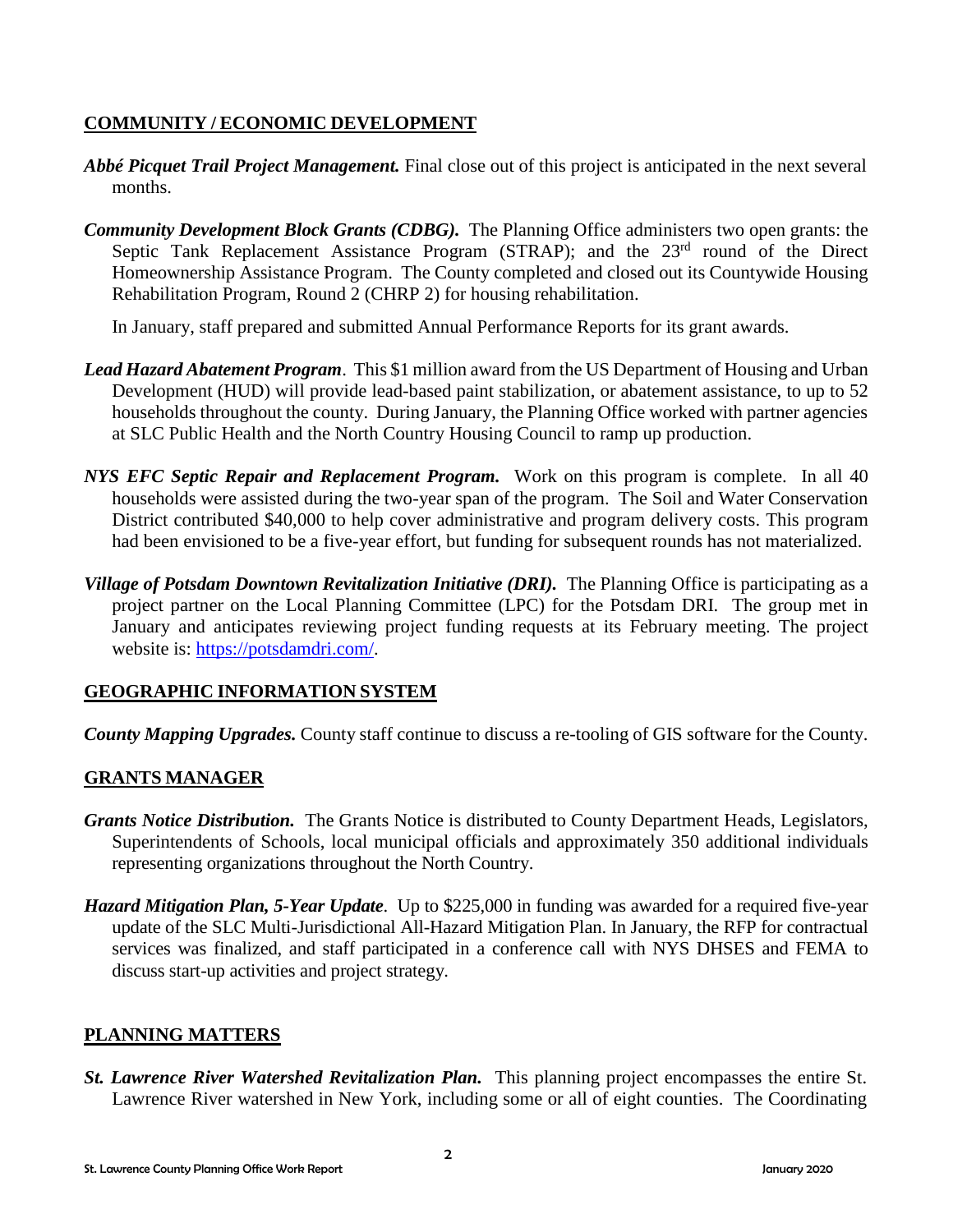## COMMUNITY / ECONOMIC DEVELOPMENT

***Abbé Picquet Trail Project Management.*** Final close out of this project is anticipated in the next several months.

***Community Development Block Grants (CDBG).*** The Planning Office administers two open grants: the Septic Tank Replacement Assistance Program (STRAP); and the 23rd round of the Direct Homeownership Assistance Program. The County completed and closed out its Countywide Housing Rehabilitation Program, Round 2 (CHRP 2) for housing rehabilitation.

In January, staff prepared and submitted Annual Performance Reports for its grant awards.

***Lead Hazard Abatement Program***. This $1 million award from the US Department of Housing and Urban Development (HUD) will provide lead-based paint stabilization, or abatement assistance, to up to 52 households throughout the county. During January, the Planning Office worked with partner agencies at SLC Public Health and the North Country Housing Council to ramp up production.

***NYS EFC Septic Repair and Replacement Program.*** Work on this program is complete. In all 40 households were assisted during the two-year span of the program. The Soil and Water Conservation District contributed $40,000 to help cover administrative and program delivery costs. This program had been envisioned to be a five-year effort, but funding for subsequent rounds has not materialized.

***Village of Potsdam Downtown Revitalization Initiative (DRI).*** The Planning Office is participating as a project partner on the Local Planning Committee (LPC) for the Potsdam DRI. The group met in January and anticipates reviewing project funding requests at its February meeting. The project website is: https://potsdamdri.com/.

## GEOGRAPHIC INFORMATION SYSTEM

***County Mapping Upgrades.*** County staff continue to discuss a re-tooling of GIS software for the County.

## GRANTS MANAGER

***Grants Notice Distribution.*** The Grants Notice is distributed to County Department Heads, Legislators, Superintendents of Schools, local municipal officials and approximately 350 additional individuals representing organizations throughout the North Country.

***Hazard Mitigation Plan, 5-Year Update***. Up to $225,000 in funding was awarded for a required five-year update of the SLC Multi-Jurisdictional All-Hazard Mitigation Plan. In January, the RFP for contractual services was finalized, and staff participated in a conference call with NYS DHSES and FEMA to discuss start-up activities and project strategy.

## PLANNING MATTERS

***St. Lawrence River Watershed Revitalization Plan.*** This planning project encompasses the entire St. Lawrence River watershed in New York, including some or all of eight counties. The Coordinating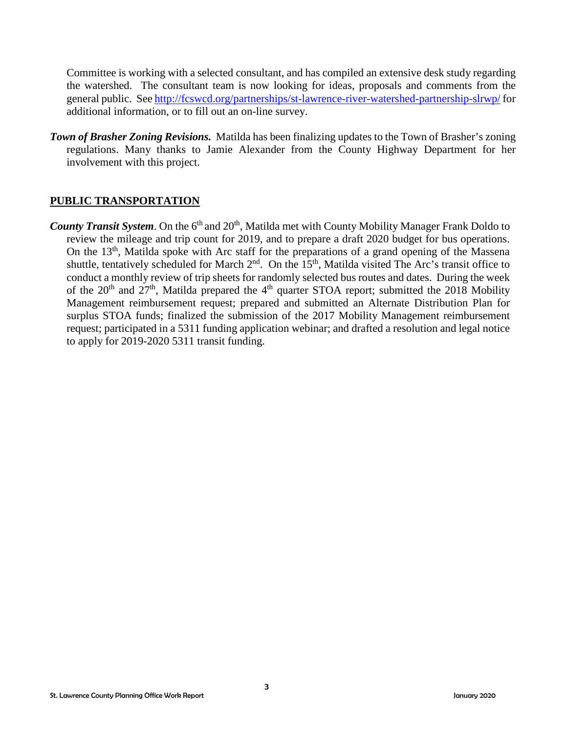Committee is working with a selected consultant, and has compiled an extensive desk study regarding the watershed. The consultant team is now looking for ideas, proposals and comments from the general public. See http://fcswcd.org/partnerships/st-lawrence-river-watershed-partnership-slrwp/ for additional information, or to fill out an on-line survey.

***Town of Brasher Zoning Revisions.*** Matilda has been finalizing updates to the Town of Brasher's zoning regulations. Many thanks to Jamie Alexander from the County Highway Department for her involvement with this project.

## PUBLIC TRANSPORTATION

***County Transit System***. On the 6th and 20th, Matilda met with County Mobility Manager Frank Doldo to review the mileage and trip count for 2019, and to prepare a draft 2020 budget for bus operations. On the 13th, Matilda spoke with Arc staff for the preparations of a grand opening of the Massena shuttle, tentatively scheduled for March 2nd. On the 15th, Matilda visited The Arc's transit office to conduct a monthly review of trip sheets for randomly selected bus routes and dates. During the week of the 20th and 27th, Matilda prepared the 4th quarter STOA report; submitted the 2018 Mobility Management reimbursement request; prepared and submitted an Alternate Distribution Plan for surplus STOA funds; finalized the submission of the 2017 Mobility Management reimbursement request; participated in a 5311 funding application webinar; and drafted a resolution and legal notice to apply for 2019-2020 5311 transit funding.